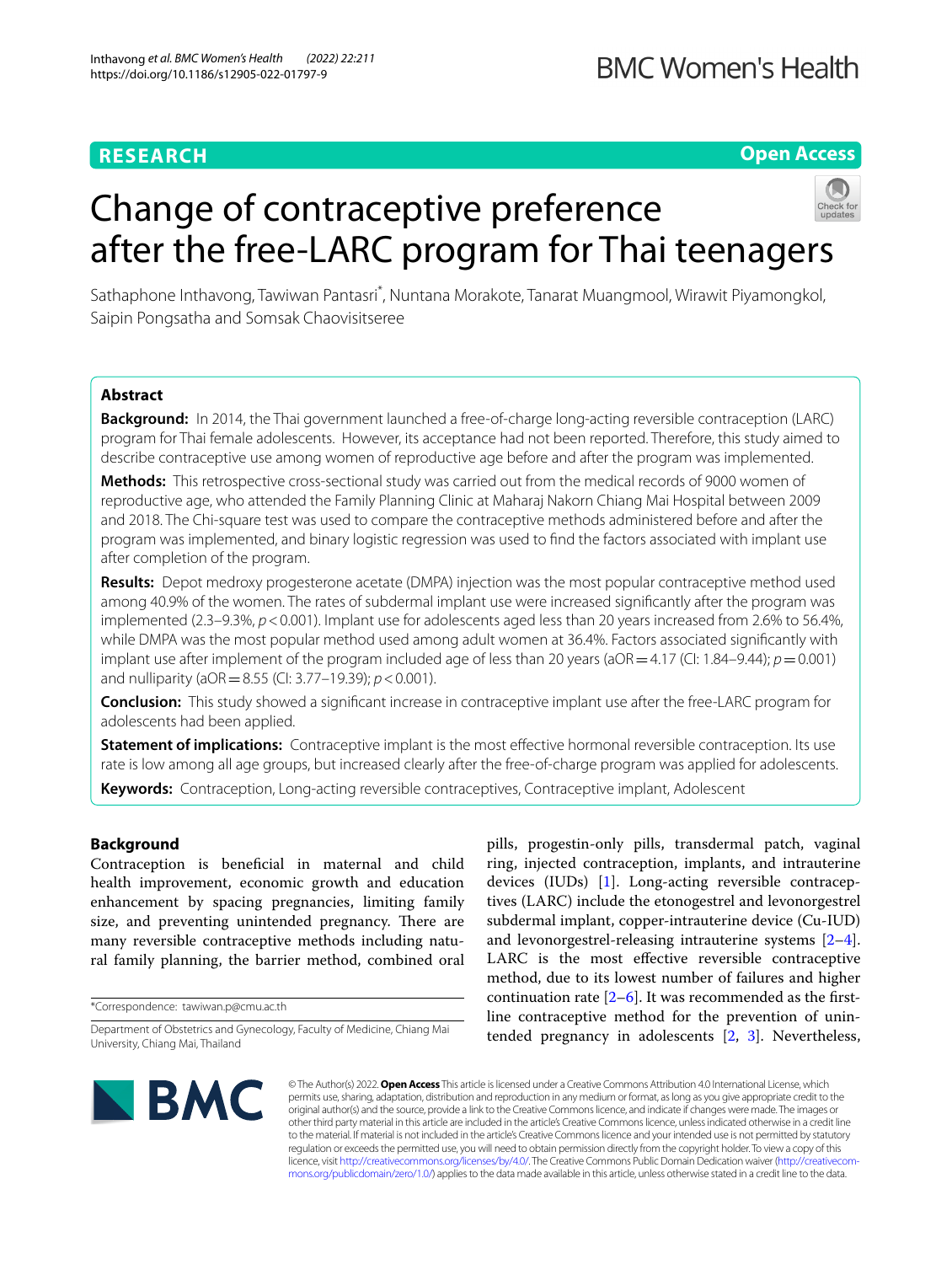RESEARCH

Open Access

# Change of contraceptive preference after the free-LARC program for Thai teenagers

Sathaphone Inthavong, Tawiwan Pantasri*, Nuntana Morakote, Tanarat Muangmool, Wirawit Piyamongkol, Saipin Pongsatha and Somsak Chaovisitseree

## Abstract

**Background:** In 2014, the Thai government launched a free-of-charge long-acting reversible contraception (LARC) program for Thai female adolescents. However, its acceptance had not been reported. Therefore, this study aimed to describe contraceptive use among women of reproductive age before and after the program was implemented.

**Methods:** This retrospective cross-sectional study was carried out from the medical records of 9000 women of reproductive age, who attended the Family Planning Clinic at Maharaj Nakorn Chiang Mai Hospital between 2009 and 2018. The Chi-square test was used to compare the contraceptive methods administered before and after the program was implemented, and binary logistic regression was used to find the factors associated with implant use after completion of the program.

**Results:** Depot medroxy progesterone acetate (DMPA) injection was the most popular contraceptive method used among 40.9% of the women. The rates of subdermal implant use were increased significantly after the program was implemented (2.3–9.3%, $p < 0.001$). Implant use for adolescents aged less than 20 years increased from 2.6% to 56.4%, while DMPA was the most popular method used among adult women at 36.4%. Factors associated significantly with implant use after implement of the program included age of less than 20 years (aOR = 4.17 (CI: 1.84–9.44); $p = 0.001$) and nulliparity (aOR = 8.55 (CI: 3.77–19.39); $p < 0.001$).

**Conclusion:** This study showed a significant increase in contraceptive implant use after the free-LARC program for adolescents had been applied.

**Statement of implications:** Contraceptive implant is the most effective hormonal reversible contraception. Its use rate is low among all age groups, but increased clearly after the free-of-charge program was applied for adolescents.

**Keywords:** Contraception, Long-acting reversible contraceptives, Contraceptive implant, Adolescent

## Background

Contraception is beneficial in maternal and child health improvement, economic growth and education enhancement by spacing pregnancies, limiting family size, and preventing unintended pregnancy. There are many reversible contraceptive methods including natural family planning, the barrier method, combined oral pills, progestin-only pills, transdermal patch, vaginal ring, injected contraception, implants, and intrauterine devices (IUDs) [1]. Long-acting reversible contraceptives (LARC) include the etonogestrel and levonorgestrel subdermal implant, copper-intrauterine device (Cu-IUD) and levonorgestrel-releasing intrauterine systems [2–4]. LARC is the most effective reversible contraceptive method, due to its lowest number of failures and higher continuation rate [2–6]. It was recommended as the first-line contraceptive method for the prevention of unintended pregnancy in adolescents [2, 3]. Nevertheless,

*Correspondence: tawiwan.p@cmu.ac.th

Department of Obstetrics and Gynecology, Faculty of Medicine, Chiang Mai University, Chiang Mai, Thailand

© The Author(s) 2022. **Open Access** This article is licensed under a Creative Commons Attribution 4.0 International License, which permits use, sharing, adaptation, distribution and reproduction in any medium or format, as long as you give appropriate credit to the original author(s) and the source, provide a link to the Creative Commons licence, and indicate if changes were made. The images or other third party material in this article are included in the article's Creative Commons licence, unless indicated otherwise in a credit line to the material. If material is not included in the article's Creative Commons licence and your intended use is not permitted by statutory regulation or exceeds the permitted use, you will need to obtain permission directly from the copyright holder. To view a copy of this licence, visit http://creativecommons.org/licenses/by/4.0/. The Creative Commons Public Domain Dedication waiver (http://creativecommons.org/publicdomain/zero/1.0/) applies to the data made available in this article, unless otherwise stated in a credit line to the data.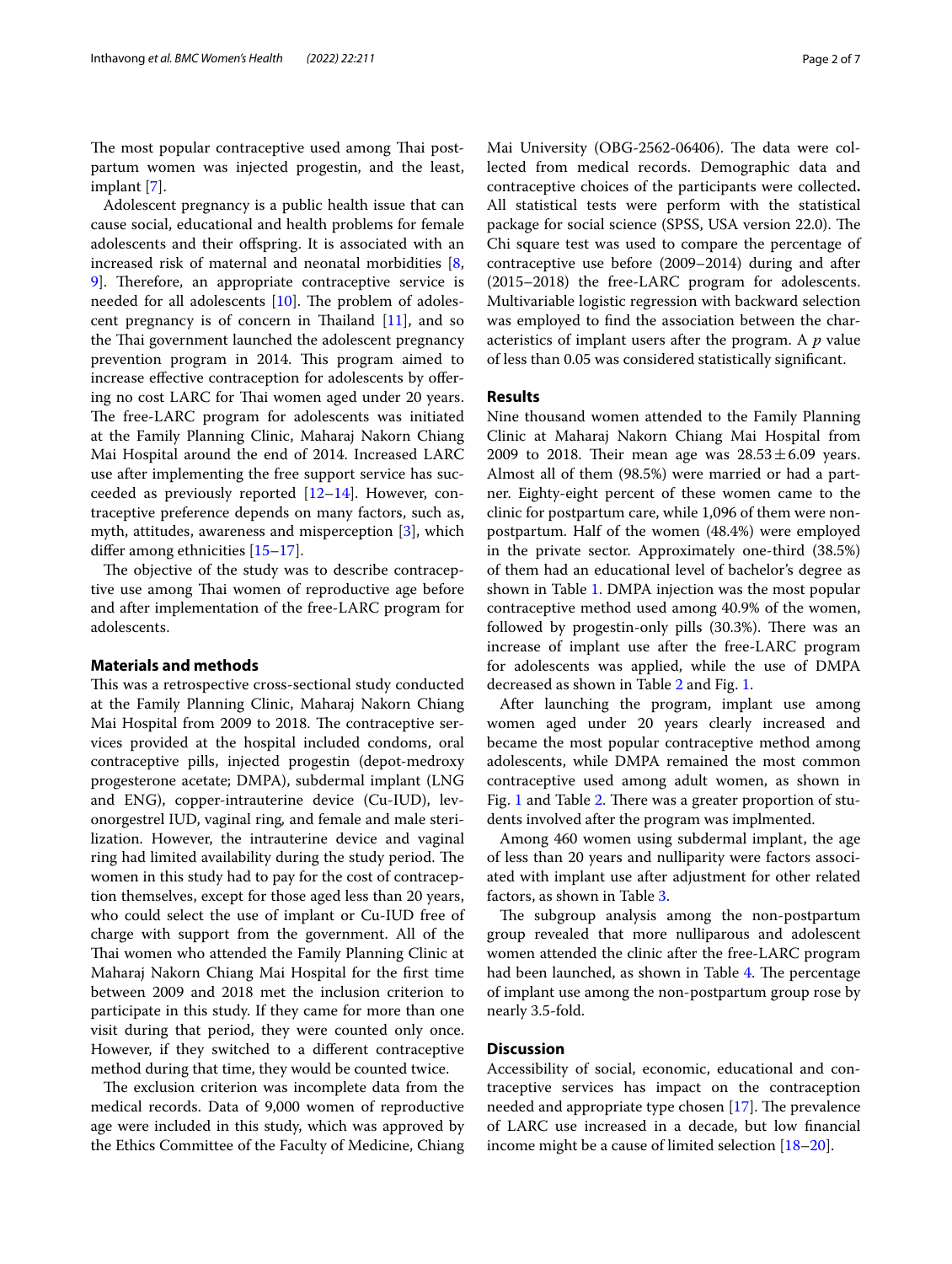The most popular contraceptive used among Thai postpartum women was injected progestin, and the least, implant [7].

Adolescent pregnancy is a public health issue that can cause social, educational and health problems for female adolescents and their offspring. It is associated with an increased risk of maternal and neonatal morbidities [8, 9]. Therefore, an appropriate contraceptive service is needed for all adolescents [10]. The problem of adolescent pregnancy is of concern in Thailand [11], and so the Thai government launched the adolescent pregnancy prevention program in 2014. This program aimed to increase effective contraception for adolescents by offering no cost LARC for Thai women aged under 20 years. The free-LARC program for adolescents was initiated at the Family Planning Clinic, Maharaj Nakorn Chiang Mai Hospital around the end of 2014. Increased LARC use after implementing the free support service has succeeded as previously reported [12–14]. However, contraceptive preference depends on many factors, such as, myth, attitudes, awareness and misperception [3], which differ among ethnicities [15–17].

The objective of the study was to describe contraceptive use among Thai women of reproductive age before and after implementation of the free-LARC program for adolescents.

## Materials and methods

This was a retrospective cross-sectional study conducted at the Family Planning Clinic, Maharaj Nakorn Chiang Mai Hospital from 2009 to 2018. The contraceptive services provided at the hospital included condoms, oral contraceptive pills, injected progestin (depot-medroxy progesterone acetate; DMPA), subdermal implant (LNG and ENG), copper-intrauterine device (Cu-IUD), levonorgestrel IUD, vaginal ring, and female and male sterilization. However, the intrauterine device and vaginal ring had limited availability during the study period. The women in this study had to pay for the cost of contraception themselves, except for those aged less than 20 years, who could select the use of implant or Cu-IUD free of charge with support from the government. All of the Thai women who attended the Family Planning Clinic at Maharaj Nakorn Chiang Mai Hospital for the first time between 2009 and 2018 met the inclusion criterion to participate in this study. If they came for more than one visit during that period, they were counted only once. However, if they switched to a different contraceptive method during that time, they would be counted twice.

The exclusion criterion was incomplete data from the medical records. Data of 9,000 women of reproductive age were included in this study, which was approved by the Ethics Committee of the Faculty of Medicine, Chiang Mai University (OBG-2562-06406). The data were collected from medical records. Demographic data and contraceptive choices of the participants were collected**.** All statistical tests were perform with the statistical package for social science (SPSS, USA version 22.0). The Chi square test was used to compare the percentage of contraceptive use before (2009–2014) during and after (2015–2018) the free-LARC program for adolescents. Multivariable logistic regression with backward selection was employed to find the association between the characteristics of implant users after the program. A *p* value of less than 0.05 was considered statistically significant.

## Results

Nine thousand women attended to the Family Planning Clinic at Maharaj Nakorn Chiang Mai Hospital from 2009 to 2018. Their mean age was $28.53 \pm 6.09$ years. Almost all of them (98.5%) were married or had a partner. Eighty-eight percent of these women came to the clinic for postpartum care, while 1,096 of them were non-postpartum. Half of the women (48.4%) were employed in the private sector. Approximately one-third (38.5%) of them had an educational level of bachelor's degree as shown in Table 1. DMPA injection was the most popular contraceptive method used among 40.9% of the women, followed by progestin-only pills (30.3%). There was an increase of implant use after the free-LARC program for adolescents was applied, while the use of DMPA decreased as shown in Table 2 and Fig. 1.

After launching the program, implant use among women aged under 20 years clearly increased and became the most popular contraceptive method among adolescents, while DMPA remained the most common contraceptive used among adult women, as shown in Fig. 1 and Table 2. There was a greater proportion of students involved after the program was implmented.

Among 460 women using subdermal implant, the age of less than 20 years and nulliparity were factors associated with implant use after adjustment for other related factors, as shown in Table 3.

The subgroup analysis among the non-postpartum group revealed that more nulliparous and adolescent women attended the clinic after the free-LARC program had been launched, as shown in Table 4. The percentage of implant use among the non-postpartum group rose by nearly 3.5-fold.

## Discussion

Accessibility of social, economic, educational and contraceptive services has impact on the contraception needed and appropriate type chosen [17]. The prevalence of LARC use increased in a decade, but low financial income might be a cause of limited selection [18–20].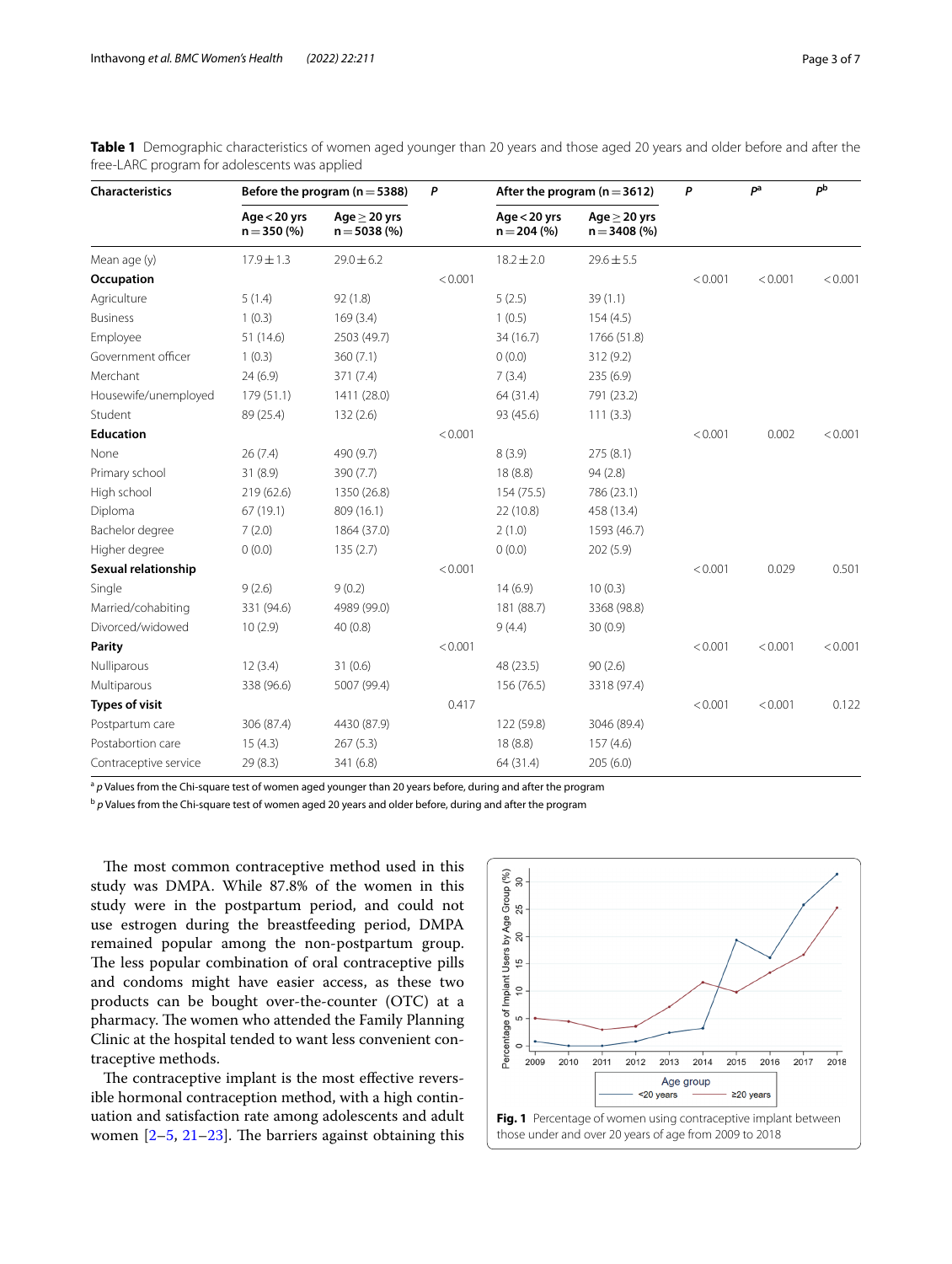**Table 1** Demographic characteristics of women aged younger than 20 years and those aged 20 years and older before and after the free-LARC program for adolescents was applied

| Characteristics | Before the program (n = 5388) | | P | After the program (n = 3612) | | P | P[a] | P[b] |
|---|---|---|---|---|---|---|---|---|
| | Age < 20 yrs n = 350 (%) | Age ≥ 20 yrs n = 5038 (%) | | Age < 20 yrs n = 204 (%) | Age ≥ 20 yrs n = 3408 (%) | | | |
| Mean age (y) | 17.9 ± 1.3 | 29.0 ± 6.2 | | 18.2 ± 2.0 | 29.6 ± 5.5 | | | |
| **Occupation** | | | < 0.001 | | | < 0.001 | < 0.001 | < 0.001 |
| Agriculture | 5 (1.4) | 92 (1.8) | | 5 (2.5) | 39 (1.1) | | | |
| Business | 1 (0.3) | 169 (3.4) | | 1 (0.5) | 154 (4.5) | | | |
| Employee | 51 (14.6) | 2503 (49.7) | | 34 (16.7) | 1766 (51.8) | | | |
| Government officer | 1 (0.3) | 360 (7.1) | | 0 (0.0) | 312 (9.2) | | | |
| Merchant | 24 (6.9) | 371 (7.4) | | 7 (3.4) | 235 (6.9) | | | |
| Housewife/unemployed | 179 (51.1) | 1411 (28.0) | | 64 (31.4) | 791 (23.2) | | | |
| Student | 89 (25.4) | 132 (2.6) | | 93 (45.6) | 111 (3.3) | | | |
| **Education** | | | < 0.001 | | | < 0.001 | 0.002 | < 0.001 |
| None | 26 (7.4) | 490 (9.7) | | 8 (3.9) | 275 (8.1) | | | |
| Primary school | 31 (8.9) | 390 (7.7) | | 18 (8.8) | 94 (2.8) | | | |
| High school | 219 (62.6) | 1350 (26.8) | | 154 (75.5) | 786 (23.1) | | | |
| Diploma | 67 (19.1) | 809 (16.1) | | 22 (10.8) | 458 (13.4) | | | |
| Bachelor degree | 7 (2.0) | 1864 (37.0) | | 2 (1.0) | 1593 (46.7) | | | |
| Higher degree | 0 (0.0) | 135 (2.7) | | 0 (0.0) | 202 (5.9) | | | |
| **Sexual relationship** | | | < 0.001 | | | < 0.001 | 0.029 | 0.501 |
| Single | 9 (2.6) | 9 (0.2) | | 14 (6.9) | 10 (0.3) | | | |
| Married/cohabiting | 331 (94.6) | 4989 (99.0) | | 181 (88.7) | 3368 (98.8) | | | |
| Divorced/widowed | 10 (2.9) | 40 (0.8) | | 9 (4.4) | 30 (0.9) | | | |
| **Parity** | | | < 0.001 | | | < 0.001 | < 0.001 | < 0.001 |
| Nulliparous | 12 (3.4) | 31 (0.6) | | 48 (23.5) | 90 (2.6) | | | |
| Multiparous | 338 (96.6) | 5007 (99.4) | | 156 (76.5) | 3318 (97.4) | | | |
| **Types of visit** | | | 0.417 | | | < 0.001 | < 0.001 | 0.122 |
| Postpartum care | 306 (87.4) | 4430 (87.9) | | 122 (59.8) | 3046 (89.4) | | | |
| Postabortion care | 15 (4.3) | 267 (5.3) | | 18 (8.8) | 157 (4.6) | | | |
| Contraceptive service | 29 (8.3) | 341 (6.8) | | 64 (31.4) | 205 (6.0) | | | |

[a] *p* Values from the Chi-square test of women aged younger than 20 years before, during and after the program

[b] *p* Values from the Chi-square test of women aged 20 years and older before, during and after the program

The most common contraceptive method used in this study was DMPA. While 87.8% of the women in this study were in the postpartum period, and could not use estrogen during the breastfeeding period, DMPA remained popular among the non-postpartum group. The less popular combination of oral contraceptive pills and condoms might have easier access, as these two products can be bought over-the-counter (OTC) at a pharmacy. The women who attended the Family Planning Clinic at the hospital tended to want less convenient contraceptive methods.

The contraceptive implant is the most effective reversible hormonal contraception method, with a high continuation and satisfaction rate among adolescents and adult women [2–5, 21–23]. The barriers against obtaining this

**Fig. 1** Percentage of women using contraceptive implant between those under and over 20 years of age from 2009 to 2018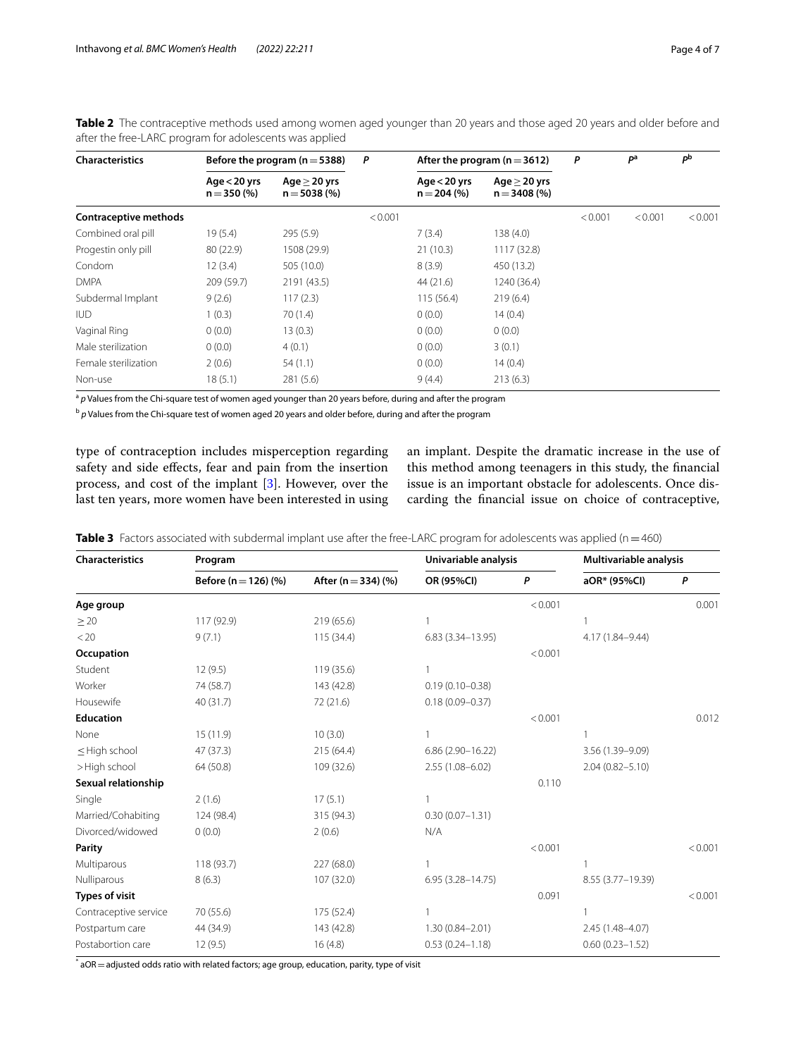**Table 2** The contraceptive methods used among women aged younger than 20 years and those aged 20 years and older before and after the free-LARC program for adolescents was applied

| Characteristics | Before the program (n = 5388) | | P | After the program (n = 3612) | | P | P[a] | P[b] |
|---|---|---|---|---|---|---|---|---|
| | Age < 20 yrs n = 350 (%) | Age ≥ 20 yrs n = 5038 (%) | | Age < 20 yrs n = 204 (%) | Age ≥ 20 yrs n = 3408 (%) | | | |
| **Contraceptive methods** | | | < 0.001 | | | < 0.001 | < 0.001 | < 0.001 |
| Combined oral pill | 19 (5.4) | 295 (5.9) | | 7 (3.4) | 138 (4.0) | | | |
| Progestin only pill | 80 (22.9) | 1508 (29.9) | | 21 (10.3) | 1117 (32.8) | | | |
| Condom | 12 (3.4) | 505 (10.0) | | 8 (3.9) | 450 (13.2) | | | |
| DMPA | 209 (59.7) | 2191 (43.5) | | 44 (21.6) | 1240 (36.4) | | | |
| Subdermal Implant | 9 (2.6) | 117 (2.3) | | 115 (56.4) | 219 (6.4) | | | |
| IUD | 1 (0.3) | 70 (1.4) | | 0 (0.0) | 14 (0.4) | | | |
| Vaginal Ring | 0 (0.0) | 13 (0.3) | | 0 (0.0) | 0 (0.0) | | | |
| Male sterilization | 0 (0.0) | 4 (0.1) | | 0 (0.0) | 3 (0.1) | | | |
| Female sterilization | 2 (0.6) | 54 (1.1) | | 0 (0.0) | 14 (0.4) | | | |
| Non-use | 18 (5.1) | 281 (5.6) | | 9 (4.4) | 213 (6.3) | | | |

[a] *p* Values from the Chi-square test of women aged younger than 20 years before, during and after the program

[b] *p* Values from the Chi-square test of women aged 20 years and older before, during and after the program

type of contraception includes misperception regarding safety and side effects, fear and pain from the insertion process, and cost of the implant [3]. However, over the last ten years, more women have been interested in using an implant. Despite the dramatic increase in the use of this method among teenagers in this study, the financial issue is an important obstacle for adolescents. Once discarding the financial issue on choice of contraceptive,

**Table 3** Factors associated with subdermal implant use after the free-LARC program for adolescents was applied (n = 460)

| Characteristics | Program | | Univariable analysis | | Multivariable analysis | |
|---|---|---|---|---|---|---|
| | Before (n = 126) (%) | After (n = 334) (%) | OR (95%CI) | P | aOR* (95%CI) | P |
| **Age group** | | | | < 0.001 | | 0.001 |
| ≥ 20 | 117 (92.9) | 219 (65.6) | 1 | | 1 | |
| < 20 | 9 (7.1) | 115 (34.4) | 6.83 (3.34–13.95) | | 4.17 (1.84–9.44) | |
| **Occupation** | | | | < 0.001 | | |
| Student | 12 (9.5) | 119 (35.6) | 1 | | | |
| Worker | 74 (58.7) | 143 (42.8) | 0.19 (0.10–0.38) | | | |
| Housewife | 40 (31.7) | 72 (21.6) | 0.18 (0.09–0.37) | | | |
| **Education** | | | | < 0.001 | | 0.012 |
| None | 15 (11.9) | 10 (3.0) | 1 | | 1 | |
| ≤ High school | 47 (37.3) | 215 (64.4) | 6.86 (2.90–16.22) | | 3.56 (1.39–9.09) | |
| > High school | 64 (50.8) | 109 (32.6) | 2.55 (1.08–6.02) | | 2.04 (0.82–5.10) | |
| **Sexual relationship** | | | | 0.110 | | |
| Single | 2 (1.6) | 17 (5.1) | 1 | | | |
| Married/Cohabiting | 124 (98.4) | 315 (94.3) | 0.30 (0.07–1.31) | | | |
| Divorced/widowed | 0 (0.0) | 2 (0.6) | N/A | | | |
| **Parity** | | | | < 0.001 | | < 0.001 |
| Multiparous | 118 (93.7) | 227 (68.0) | 1 | | 1 | |
| Nulliparous | 8 (6.3) | 107 (32.0) | 6.95 (3.28–14.75) | | 8.55 (3.77–19.39) | |
| **Types of visit** | | | | 0.091 | | < 0.001 |
| Contraceptive service | 70 (55.6) | 175 (52.4) | 1 | | 1 | |
| Postpartum care | 44 (34.9) | 143 (42.8) | 1.30 (0.84–2.01) | | 2.45 (1.48–4.07) | |
| Postabortion care | 12 (9.5) | 16 (4.8) | 0.53 (0.24–1.18) | | 0.60 (0.23–1.52) | |

\* aOR = adjusted odds ratio with related factors; age group, education, parity, type of visit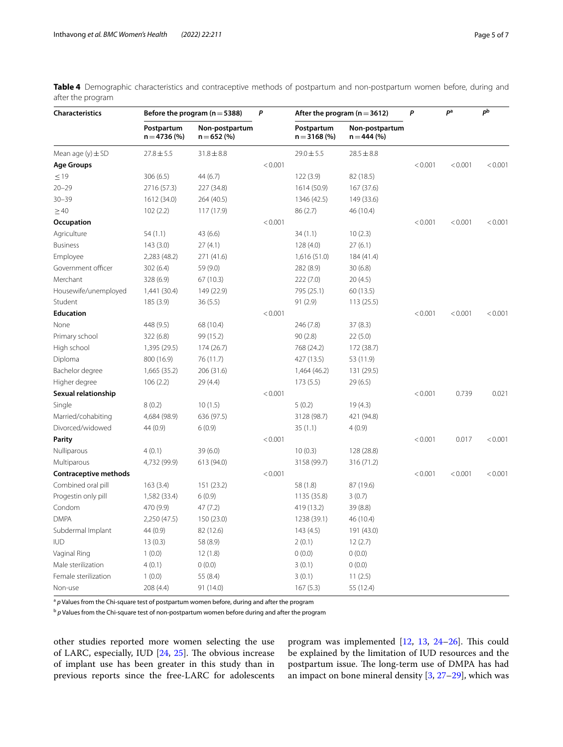**Table 4** Demographic characteristics and contraceptive methods of postpartum and non-postpartum women before, during and after the program

| Characteristics | Before the program (n = 5388) | | P | After the program (n = 3612) | | P | P[a] | P[b] |
|---|---|---|---|---|---|---|---|---|
| | Postpartum n = 4736 (%) | Non-postpartum n = 652 (%) | | Postpartum n = 3168 (%) | Non-postpartum n = 444 (%) | | | |
| Mean age (y) ± SD | 27.8 ± 5.5 | 31.8 ± 8.8 | | 29.0 ± 5.5 | 28.5 ± 8.8 | | | |
| **Age Groups** | | | < 0.001 | | | < 0.001 | < 0.001 | < 0.001 |
| ≤ 19 | 306 (6.5) | 44 (6.7) | | 122 (3.9) | 82 (18.5) | | | |
| 20–29 | 2716 (57.3) | 227 (34.8) | | 1614 (50.9) | 167 (37.6) | | | |
| 30–39 | 1612 (34.0) | 264 (40.5) | | 1346 (42.5) | 149 (33.6) | | | |
| ≥ 40 | 102 (2.2) | 117 (17.9) | | 86 (2.7) | 46 (10.4) | | | |
| **Occupation** | | | < 0.001 | | | < 0.001 | < 0.001 | < 0.001 |
| Agriculture | 54 (1.1) | 43 (6.6) | | 34 (1.1) | 10 (2.3) | | | |
| Business | 143 (3.0) | 27 (4.1) | | 128 (4.0) | 27 (6.1) | | | |
| Employee | 2,283 (48.2) | 271 (41.6) | | 1,616 (51.0) | 184 (41.4) | | | |
| Government officer | 302 (6.4) | 59 (9.0) | | 282 (8.9) | 30 (6.8) | | | |
| Merchant | 328 (6.9) | 67 (10.3) | | 222 (7.0) | 20 (4.5) | | | |
| Housewife/unemployed | 1,441 (30.4) | 149 (22.9) | | 795 (25.1) | 60 (13.5) | | | |
| Student | 185 (3.9) | 36 (5.5) | | 91 (2.9) | 113 (25.5) | | | |
| **Education** | | | < 0.001 | | | < 0.001 | < 0.001 | < 0.001 |
| None | 448 (9.5) | 68 (10.4) | | 246 (7.8) | 37 (8.3) | | | |
| Primary school | 322 (6.8) | 99 (15.2) | | 90 (2.8) | 22 (5.0) | | | |
| High school | 1,395 (29.5) | 174 (26.7) | | 768 (24.2) | 172 (38.7) | | | |
| Diploma | 800 (16.9) | 76 (11.7) | | 427 (13.5) | 53 (11.9) | | | |
| Bachelor degree | 1,665 (35.2) | 206 (31.6) | | 1,464 (46.2) | 131 (29.5) | | | |
| Higher degree | 106 (2.2) | 29 (4.4) | | 173 (5.5) | 29 (6.5) | | | |
| **Sexual relationship** | | | < 0.001 | | | < 0.001 | 0.739 | 0.021 |
| Single | 8 (0.2) | 10 (1.5) | | 5 (0.2) | 19 (4.3) | | | |
| Married/cohabiting | 4,684 (98.9) | 636 (97.5) | | 3128 (98.7) | 421 (94.8) | | | |
| Divorced/widowed | 44 (0.9) | 6 (0.9) | | 35 (1.1) | 4 (0.9) | | | |
| **Parity** | | | < 0.001 | | | < 0.001 | 0.017 | < 0.001 |
| Nulliparous | 4 (0.1) | 39 (6.0) | | 10 (0.3) | 128 (28.8) | | | |
| Multiparous | 4,732 (99.9) | 613 (94.0) | | 3158 (99.7) | 316 (71.2) | | | |
| **Contraceptive methods** | | | < 0.001 | | | < 0.001 | < 0.001 | < 0.001 |
| Combined oral pill | 163 (3.4) | 151 (23.2) | | 58 (1.8) | 87 (19.6) | | | |
| Progestin only pill | 1,582 (33.4) | 6 (0.9) | | 1135 (35.8) | 3 (0.7) | | | |
| Condom | 470 (9.9) | 47 (7.2) | | 419 (13.2) | 39 (8.8) | | | |
| DMPA | 2,250 (47.5) | 150 (23.0) | | 1238 (39.1) | 46 (10.4) | | | |
| Subdermal Implant | 44 (0.9) | 82 (12.6) | | 143 (4.5) | 191 (43.0) | | | |
| IUD | 13 (0.3) | 58 (8.9) | | 2 (0.1) | 12 (2.7) | | | |
| Vaginal Ring | 1 (0.0) | 12 (1.8) | | 0 (0.0) | 0 (0.0) | | | |
| Male sterilization | 4 (0.1) | 0 (0.0) | | 3 (0.1) | 0 (0.0) | | | |
| Female sterilization | 1 (0.0) | 55 (8.4) | | 3 (0.1) | 11 (2.5) | | | |
| Non-use | 208 (4.4) | 91 (14.0) | | 167 (5.3) | 55 (12.4) | | | |

[a] *p* Values from the Chi-square test of postpartum women before, during and after the program

[b] *p* Values from the Chi-square test of non-postpartum women before during and after the program

other studies reported more women selecting the use of LARC, especially, IUD [24, 25]. The obvious increase of implant use has been greater in this study than in previous reports since the free-LARC for adolescents program was implemented [12, 13, 24–26]. This could be explained by the limitation of IUD resources and the postpartum issue. The long-term use of DMPA has had an impact on bone mineral density [3, 27–29], which was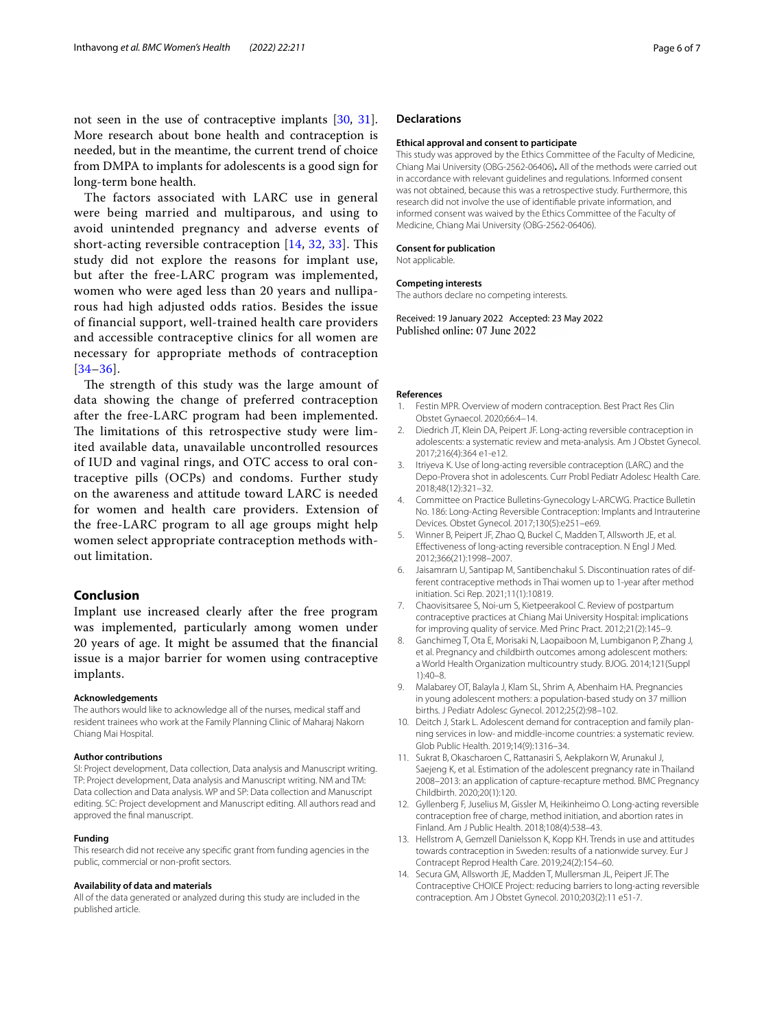not seen in the use of contraceptive implants [30, 31]. More research about bone health and contraception is needed, but in the meantime, the current trend of choice from DMPA to implants for adolescents is a good sign for long-term bone health.

The factors associated with LARC use in general were being married and multiparous, and using to avoid unintended pregnancy and adverse events of short-acting reversible contraception [14, 32, 33]. This study did not explore the reasons for implant use, but after the free-LARC program was implemented, women who were aged less than 20 years and nulliparous had high adjusted odds ratios. Besides the issue of financial support, well-trained health care providers and accessible contraceptive clinics for all women are necessary for appropriate methods of contraception [34–36].

The strength of this study was the large amount of data showing the change of preferred contraception after the free-LARC program had been implemented. The limitations of this retrospective study were limited available data, unavailable uncontrolled resources of IUD and vaginal rings, and OTC access to oral contraceptive pills (OCPs) and condoms. Further study on the awareness and attitude toward LARC is needed for women and health care providers. Extension of the free-LARC program to all age groups might help women select appropriate contraception methods without limitation.

## Conclusion

Implant use increased clearly after the free program was implemented, particularly among women under 20 years of age. It might be assumed that the financial issue is a major barrier for women using contraceptive implants.

#### Acknowledgements

The authors would like to acknowledge all of the nurses, medical staff and resident trainees who work at the Family Planning Clinic of Maharaj Nakorn Chiang Mai Hospital.

#### Author contributions

SI: Project development, Data collection, Data analysis and Manuscript writing. TP: Project development, Data analysis and Manuscript writing. NM and TM: Data collection and Data analysis. WP and SP: Data collection and Manuscript editing. SC: Project development and Manuscript editing. All authors read and approved the final manuscript.

#### Funding

This research did not receive any specific grant from funding agencies in the public, commercial or non-profit sectors.

#### Availability of data and materials

All of the data generated or analyzed during this study are included in the published article.

### Declarations

#### Ethical approval and consent to participate

This study was approved by the Ethics Committee of the Faculty of Medicine, Chiang Mai University (OBG-2562-06406)**.** All of the methods were carried out in accordance with relevant guidelines and regulations. Informed consent was not obtained, because this was a retrospective study. Furthermore, this research did not involve the use of identifiable private information, and informed consent was waived by the Ethics Committee of the Faculty of Medicine, Chiang Mai University (OBG-2562-06406).

#### Consent for publication

Not applicable.

#### Competing interests

The authors declare no competing interests.

Received: 19 January 2022 Accepted: 23 May 2022
Published online: 07 June 2022

#### References

1. Festin MPR. Overview of modern contraception. Best Pract Res Clin Obstet Gynaecol. 2020;66:4–14.
2. Diedrich JT, Klein DA, Peipert JF. Long-acting reversible contraception in adolescents: a systematic review and meta-analysis. Am J Obstet Gynecol. 2017;216(4):364 e1-e12.
3. Itriyeva K. Use of long-acting reversible contraception (LARC) and the Depo-Provera shot in adolescents. Curr Probl Pediatr Adolesc Health Care. 2018;48(12):321–32.
4. Committee on Practice Bulletins-Gynecology L-ARCWG. Practice Bulletin No. 186: Long-Acting Reversible Contraception: Implants and Intrauterine Devices. Obstet Gynecol. 2017;130(5):e251–e69.
5. Winner B, Peipert JF, Zhao Q, Buckel C, Madden T, Allsworth JE, et al. Effectiveness of long-acting reversible contraception. N Engl J Med. 2012;366(21):1998–2007.
6. Jaisamrarn U, Santipap M, Santibenchakul S. Discontinuation rates of different contraceptive methods in Thai women up to 1-year after method initiation. Sci Rep. 2021;11(1):10819.
7. Chaovisitsaree S, Noi-um S, Kietpeerakool C. Review of postpartum contraceptive practices at Chiang Mai University Hospital: implications for improving quality of service. Med Princ Pract. 2012;21(2):145–9.
8. Ganchimeg T, Ota E, Morisaki N, Laopaiboon M, Lumbiganon P, Zhang J, et al. Pregnancy and childbirth outcomes among adolescent mothers: a World Health Organization multicountry study. BJOG. 2014;121(Suppl 1):40–8.
9. Malabarey OT, Balayla J, Klam SL, Shrim A, Abenhaim HA. Pregnancies in young adolescent mothers: a population-based study on 37 million births. J Pediatr Adolesc Gynecol. 2012;25(2):98–102.
10. Deitch J, Stark L. Adolescent demand for contraception and family planning services in low- and middle-income countries: a systematic review. Glob Public Health. 2019;14(9):1316–34.
11. Sukrat B, Okascharoen C, Rattanasiri S, Aekplakorn W, Arunakul J, Saejeng K, et al. Estimation of the adolescent pregnancy rate in Thailand 2008–2013: an application of capture-recapture method. BMC Pregnancy Childbirth. 2020;20(1):120.
12. Gyllenberg F, Juselius M, Gissler M, Heikinheimo O. Long-acting reversible contraception free of charge, method initiation, and abortion rates in Finland. Am J Public Health. 2018;108(4):538–43.
13. Hellstrom A, Gemzell Danielsson K, Kopp KH. Trends in use and attitudes towards contraception in Sweden: results of a nationwide survey. Eur J Contracept Reprod Health Care. 2019;24(2):154–60.
14. Secura GM, Allsworth JE, Madden T, Mullersman JL, Peipert JF. The Contraceptive CHOICE Project: reducing barriers to long-acting reversible contraception. Am J Obstet Gynecol. 2010;203(2):11 e51-7.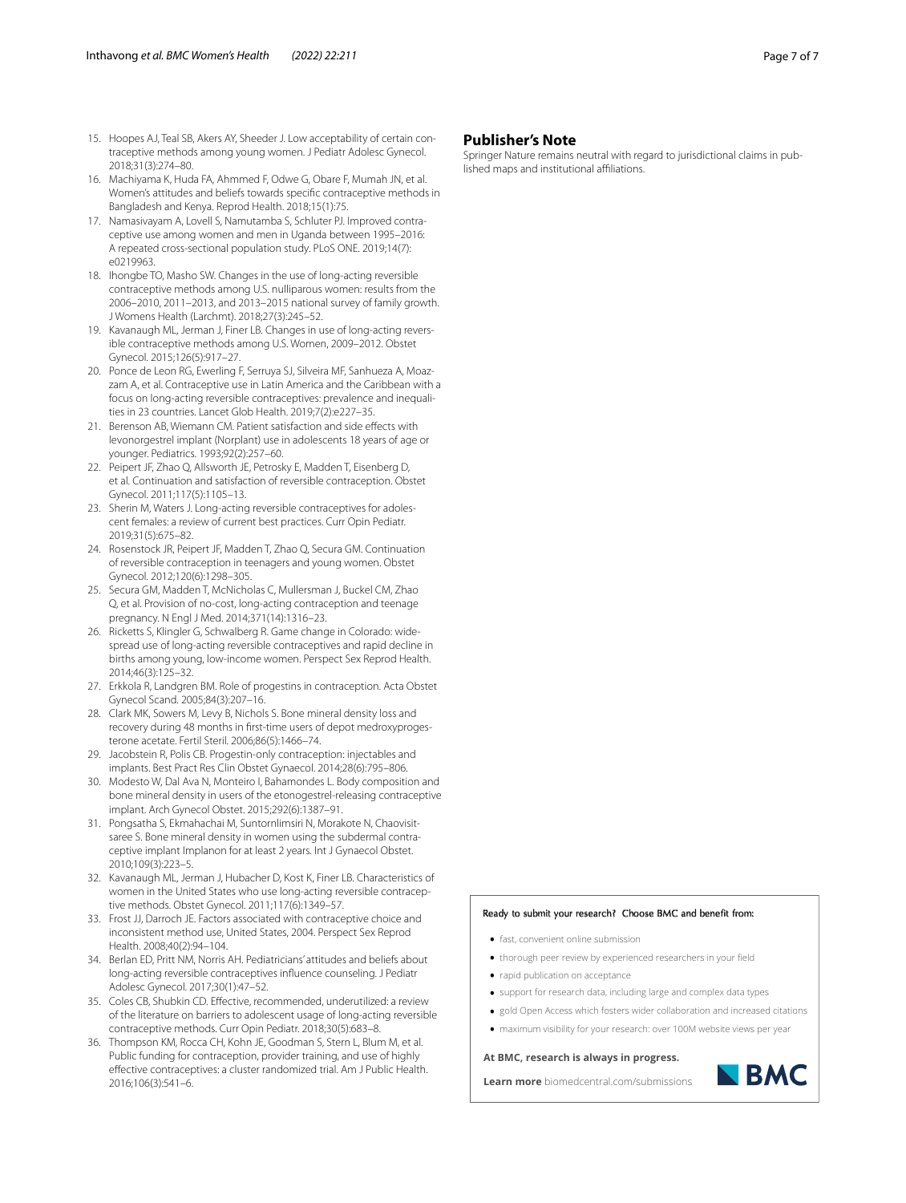15. Hoopes AJ, Teal SB, Akers AY, Sheeder J. Low acceptability of certain contraceptive methods among young women. J Pediatr Adolesc Gynecol. 2018;31(3):274–80.
16. Machiyama K, Huda FA, Ahmmed F, Odwe G, Obare F, Mumah JN, et al. Women's attitudes and beliefs towards specific contraceptive methods in Bangladesh and Kenya. Reprod Health. 2018;15(1):75.
17. Namasivayam A, Lovell S, Namutamba S, Schluter PJ. Improved contraceptive use among women and men in Uganda between 1995–2016: A repeated cross-sectional population study. PLoS ONE. 2019;14(7): e0219963.
18. Ihongbe TO, Masho SW. Changes in the use of long-acting reversible contraceptive methods among U.S. nulliparous women: results from the 2006–2010, 2011–2013, and 2013–2015 national survey of family growth. J Womens Health (Larchmt). 2018;27(3):245–52.
19. Kavanaugh ML, Jerman J, Finer LB. Changes in use of long-acting reversible contraceptive methods among U.S. Women, 2009–2012. Obstet Gynecol. 2015;126(5):917–27.
20. Ponce de Leon RG, Ewerling F, Serruya SJ, Silveira MF, Sanhueza A, Moazzam A, et al. Contraceptive use in Latin America and the Caribbean with a focus on long-acting reversible contraceptives: prevalence and inequalities in 23 countries. Lancet Glob Health. 2019;7(2):e227–35.
21. Berenson AB, Wiemann CM. Patient satisfaction and side effects with levonorgestrel implant (Norplant) use in adolescents 18 years of age or younger. Pediatrics. 1993;92(2):257–60.
22. Peipert JF, Zhao Q, Allsworth JE, Petrosky E, Madden T, Eisenberg D, et al. Continuation and satisfaction of reversible contraception. Obstet Gynecol. 2011;117(5):1105–13.
23. Sherin M, Waters J. Long-acting reversible contraceptives for adolescent females: a review of current best practices. Curr Opin Pediatr. 2019;31(5):675–82.
24. Rosenstock JR, Peipert JF, Madden T, Zhao Q, Secura GM. Continuation of reversible contraception in teenagers and young women. Obstet Gynecol. 2012;120(6):1298–305.
25. Secura GM, Madden T, McNicholas C, Mullersman J, Buckel CM, Zhao Q, et al. Provision of no-cost, long-acting contraception and teenage pregnancy. N Engl J Med. 2014;371(14):1316–23.
26. Ricketts S, Klingler G, Schwalberg R. Game change in Colorado: widespread use of long-acting reversible contraceptives and rapid decline in births among young, low-income women. Perspect Sex Reprod Health. 2014;46(3):125–32.
27. Erkkola R, Landgren BM. Role of progestins in contraception. Acta Obstet Gynecol Scand. 2005;84(3):207–16.
28. Clark MK, Sowers M, Levy B, Nichols S. Bone mineral density loss and recovery during 48 months in first-time users of depot medroxyprogesterone acetate. Fertil Steril. 2006;86(5):1466–74.
29. Jacobstein R, Polis CB. Progestin-only contraception: injectables and implants. Best Pract Res Clin Obstet Gynaecol. 2014;28(6):795–806.
30. Modesto W, Dal Ava N, Monteiro I, Bahamondes L. Body composition and bone mineral density in users of the etonogestrel-releasing contraceptive implant. Arch Gynecol Obstet. 2015;292(6):1387–91.
31. Pongsatha S, Ekmahachai M, Suntornlimsiri N, Morakote N, Chaovisitsaree S. Bone mineral density in women using the subdermal contraceptive implant Implanon for at least 2 years. Int J Gynaecol Obstet. 2010;109(3):223–5.
32. Kavanaugh ML, Jerman J, Hubacher D, Kost K, Finer LB. Characteristics of women in the United States who use long-acting reversible contraceptive methods. Obstet Gynecol. 2011;117(6):1349–57.
33. Frost JJ, Darroch JE. Factors associated with contraceptive choice and inconsistent method use, United States, 2004. Perspect Sex Reprod Health. 2008;40(2):94–104.
34. Berlan ED, Pritt NM, Norris AH. Pediatricians' attitudes and beliefs about long-acting reversible contraceptives influence counseling. J Pediatr Adolesc Gynecol. 2017;30(1):47–52.
35. Coles CB, Shubkin CD. Effective, recommended, underutilized: a review of the literature on barriers to adolescent usage of long-acting reversible contraceptive methods. Curr Opin Pediatr. 2018;30(5):683–8.
36. Thompson KM, Rocca CH, Kohn JE, Goodman S, Stern L, Blum M, et al. Public funding for contraception, provider training, and use of highly effective contraceptives: a cluster randomized trial. Am J Public Health. 2016;106(3):541–6.

## Publisher's Note

Springer Nature remains neutral with regard to jurisdictional claims in published maps and institutional affiliations.

Ready to submit your research? Choose BMC and benefit from:

- fast, convenient online submission
- thorough peer review by experienced researchers in your field
- rapid publication on acceptance
- support for research data, including large and complex data types
- gold Open Access which fosters wider collaboration and increased citations
- maximum visibility for your research: over 100M website views per year

**At BMC, research is always in progress.**

**Learn more** biomedcentral.com/submissions

BMC